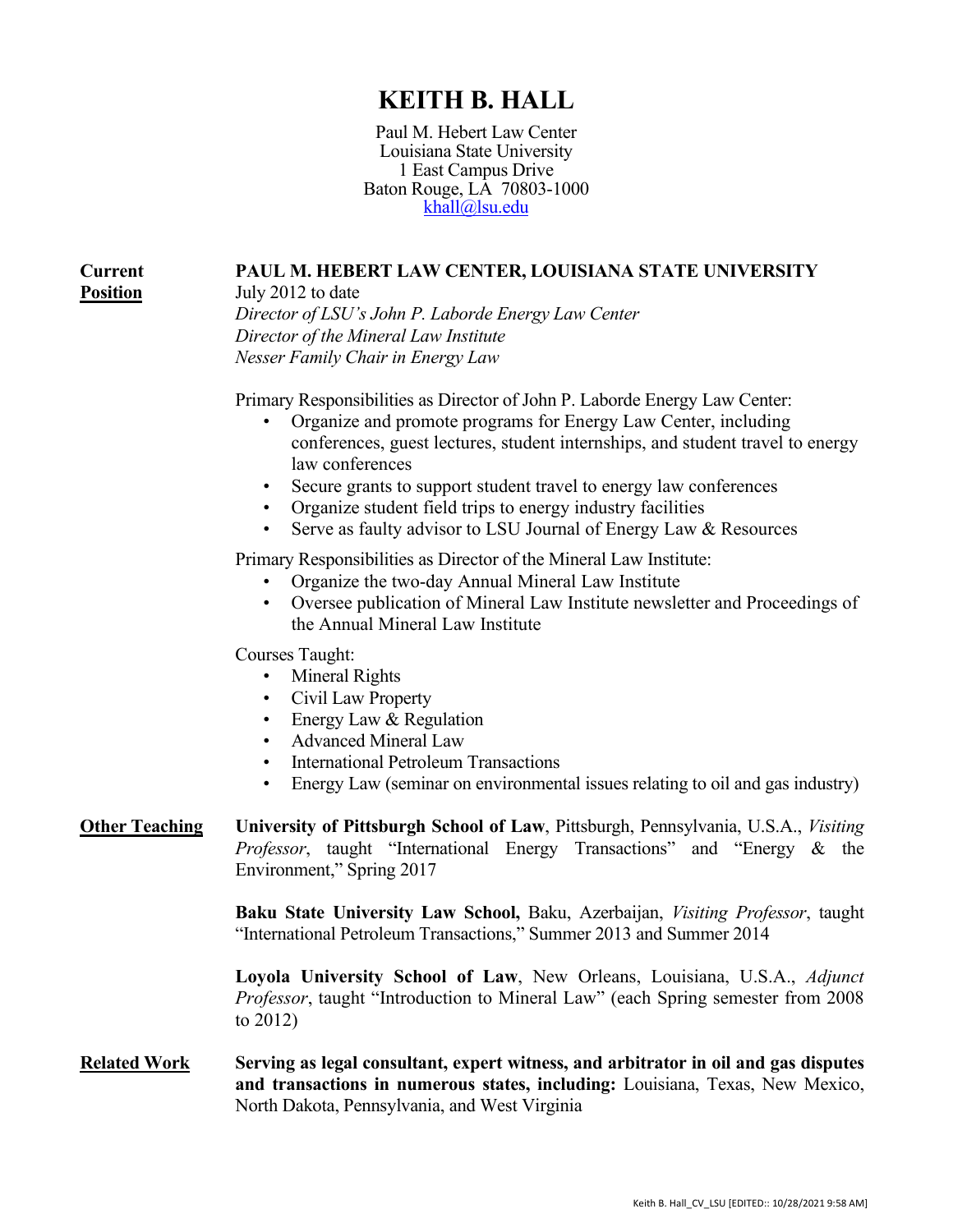# KEITH B. HALL

Paul M. Hebert Law Center
Louisiana State University
1 East Campus Drive
Baton Rouge, LA 70803-1000
khall@lsu.edu

## Current Position

**PAUL M. HEBERT LAW CENTER, LOUISIANA STATE UNIVERSITY**
July 2012 to date
*Director of LSU's John P. Laborde Energy Law Center*
*Director of the Mineral Law Institute*
*Nesser Family Chair in Energy Law*

Primary Responsibilities as Director of John P. Laborde Energy Law Center:

- Organize and promote programs for Energy Law Center, including conferences, guest lectures, student internships, and student travel to energy law conferences
- Secure grants to support student travel to energy law conferences
- Organize student field trips to energy industry facilities
- Serve as faulty advisor to LSU Journal of Energy Law & Resources

Primary Responsibilities as Director of the Mineral Law Institute:

- Organize the two-day Annual Mineral Law Institute
- Oversee publication of Mineral Law Institute newsletter and Proceedings of the Annual Mineral Law Institute

Courses Taught:

- Mineral Rights
- Civil Law Property
- Energy Law & Regulation
- Advanced Mineral Law
- International Petroleum Transactions
- Energy Law (seminar on environmental issues relating to oil and gas industry)

## Other Teaching

**University of Pittsburgh School of Law**, Pittsburgh, Pennsylvania, U.S.A., *Visiting Professor*, taught "International Energy Transactions" and "Energy & the Environment," Spring 2017

**Baku State University Law School,** Baku, Azerbaijan, *Visiting Professor*, taught "International Petroleum Transactions," Summer 2013 and Summer 2014

**Loyola University School of Law**, New Orleans, Louisiana, U.S.A., *Adjunct Professor*, taught "Introduction to Mineral Law" (each Spring semester from 2008 to 2012)

## Related Work

**Serving as legal consultant, expert witness, and arbitrator in oil and gas disputes and transactions in numerous states, including:** Louisiana, Texas, New Mexico, North Dakota, Pennsylvania, and West Virginia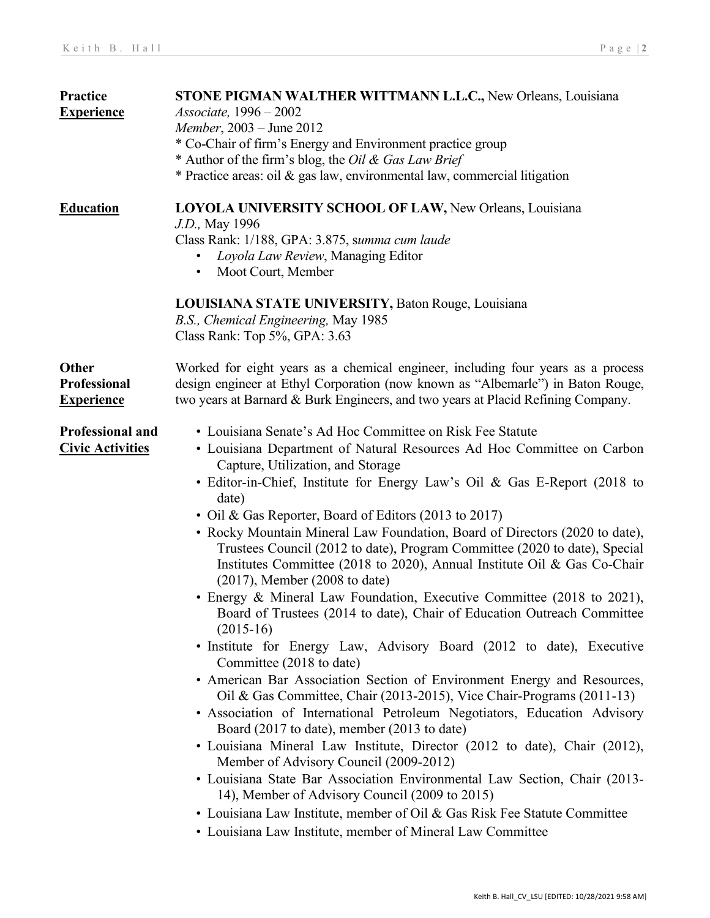## Practice Experience

**STONE PIGMAN WALTHER WITTMANN L.L.C.,** New Orleans, Louisiana
*Associate,* 1996 – 2002
*Member*, 2003 – June 2012
* Co-Chair of firm's Energy and Environment practice group
* Author of the firm's blog, the *Oil & Gas Law Brief*
* Practice areas: oil & gas law, environmental law, commercial litigation

## Education

**LOYOLA UNIVERSITY SCHOOL OF LAW,** New Orleans, Louisiana
*J.D.,* May 1996
Class Rank: 1/188, GPA: 3.875, *summa cum laude*

- *Loyola Law Review*, Managing Editor
- Moot Court, Member

**LOUISIANA STATE UNIVERSITY,** Baton Rouge, Louisiana
*B.S., Chemical Engineering,* May 1985
Class Rank: Top 5%, GPA: 3.63

## Other Professional Experience

Worked for eight years as a chemical engineer, including four years as a process design engineer at Ethyl Corporation (now known as "Albemarle") in Baton Rouge, two years at Barnard & Burk Engineers, and two years at Placid Refining Company.

## Professional and Civic Activities

- Louisiana Senate's Ad Hoc Committee on Risk Fee Statute
- Louisiana Department of Natural Resources Ad Hoc Committee on Carbon Capture, Utilization, and Storage
- Editor-in-Chief, Institute for Energy Law's Oil & Gas E-Report (2018 to date)
- Oil & Gas Reporter, Board of Editors (2013 to 2017)
- Rocky Mountain Mineral Law Foundation, Board of Directors (2020 to date), Trustees Council (2012 to date), Program Committee (2020 to date), Special Institutes Committee (2018 to 2020), Annual Institute Oil & Gas Co-Chair (2017), Member (2008 to date)
- Energy & Mineral Law Foundation, Executive Committee (2018 to 2021), Board of Trustees (2014 to date), Chair of Education Outreach Committee (2015-16)
- Institute for Energy Law, Advisory Board (2012 to date), Executive Committee (2018 to date)
- American Bar Association Section of Environment Energy and Resources, Oil & Gas Committee, Chair (2013-2015), Vice Chair-Programs (2011-13)
- Association of International Petroleum Negotiators, Education Advisory Board (2017 to date), member (2013 to date)
- Louisiana Mineral Law Institute, Director (2012 to date), Chair (2012), Member of Advisory Council (2009-2012)
- Louisiana State Bar Association Environmental Law Section, Chair (2013-14), Member of Advisory Council (2009 to 2015)
- Louisiana Law Institute, member of Oil & Gas Risk Fee Statute Committee
- Louisiana Law Institute, member of Mineral Law Committee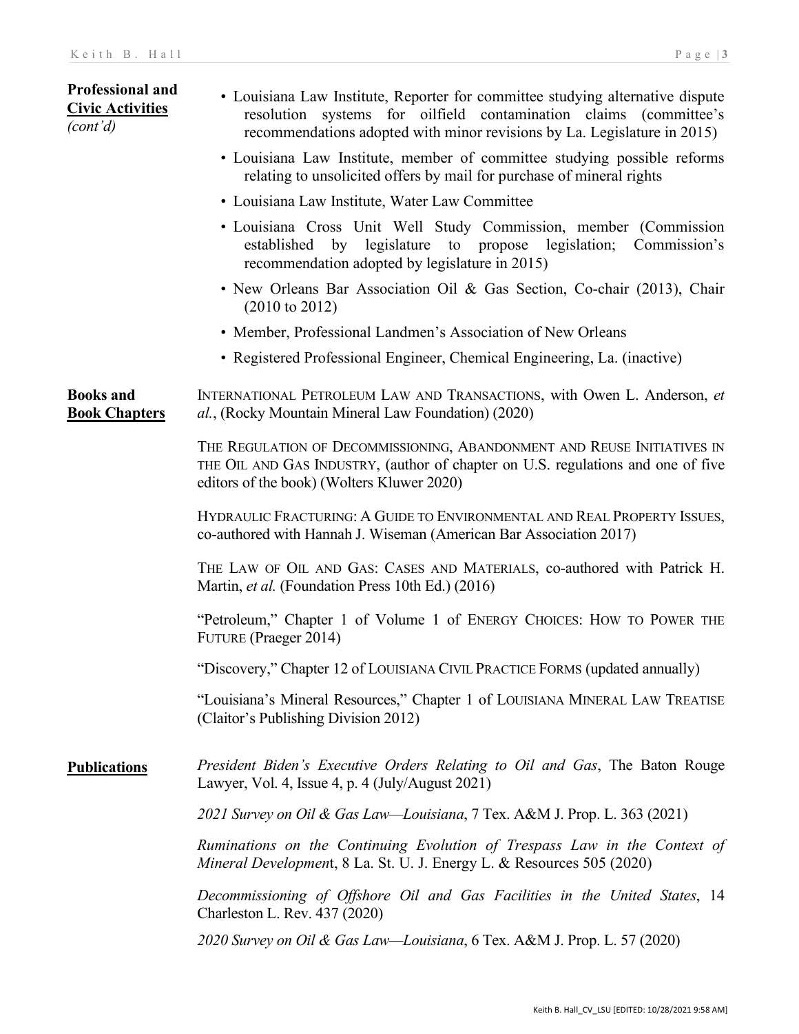**Professional and Civic Activities** *(cont'd)*

- Louisiana Law Institute, Reporter for committee studying alternative dispute resolution systems for oilfield contamination claims (committee's recommendations adopted with minor revisions by La. Legislature in 2015)
- Louisiana Law Institute, member of committee studying possible reforms relating to unsolicited offers by mail for purchase of mineral rights
- Louisiana Law Institute, Water Law Committee
- Louisiana Cross Unit Well Study Commission, member (Commission established by legislature to propose legislation; Commission's recommendation adopted by legislature in 2015)
- New Orleans Bar Association Oil & Gas Section, Co-chair (2013), Chair (2010 to 2012)
- Member, Professional Landmen's Association of New Orleans
- Registered Professional Engineer, Chemical Engineering, La. (inactive)

**Books and Book Chapters**

INTERNATIONAL PETROLEUM LAW AND TRANSACTIONS, with Owen L. Anderson, *et al.*, (Rocky Mountain Mineral Law Foundation) (2020)

THE REGULATION OF DECOMMISSIONING, ABANDONMENT AND REUSE INITIATIVES IN THE OIL AND GAS INDUSTRY, (author of chapter on U.S. regulations and one of five editors of the book) (Wolters Kluwer 2020)

HYDRAULIC FRACTURING: A GUIDE TO ENVIRONMENTAL AND REAL PROPERTY ISSUES, co-authored with Hannah J. Wiseman (American Bar Association 2017)

THE LAW OF OIL AND GAS: CASES AND MATERIALS, co-authored with Patrick H. Martin, *et al.* (Foundation Press 10th Ed.) (2016)

"Petroleum," Chapter 1 of Volume 1 of ENERGY CHOICES: HOW TO POWER THE FUTURE (Praeger 2014)

"Discovery," Chapter 12 of LOUISIANA CIVIL PRACTICE FORMS (updated annually)

"Louisiana's Mineral Resources," Chapter 1 of LOUISIANA MINERAL LAW TREATISE (Claitor's Publishing Division 2012)

**Publications**

*President Biden's Executive Orders Relating to Oil and Gas*, The Baton Rouge Lawyer, Vol. 4, Issue 4, p. 4 (July/August 2021)

*2021 Survey on Oil & Gas Law—Louisiana*, 7 Tex. A&M J. Prop. L. 363 (2021)

*Ruminations on the Continuing Evolution of Trespass Law in the Context of Mineral Developmen*t, 8 La. St. U. J. Energy L. & Resources 505 (2020)

*Decommissioning of Offshore Oil and Gas Facilities in the United States*, 14 Charleston L. Rev. 437 (2020)

*2020 Survey on Oil & Gas Law—Louisiana*, 6 Tex. A&M J. Prop. L. 57 (2020)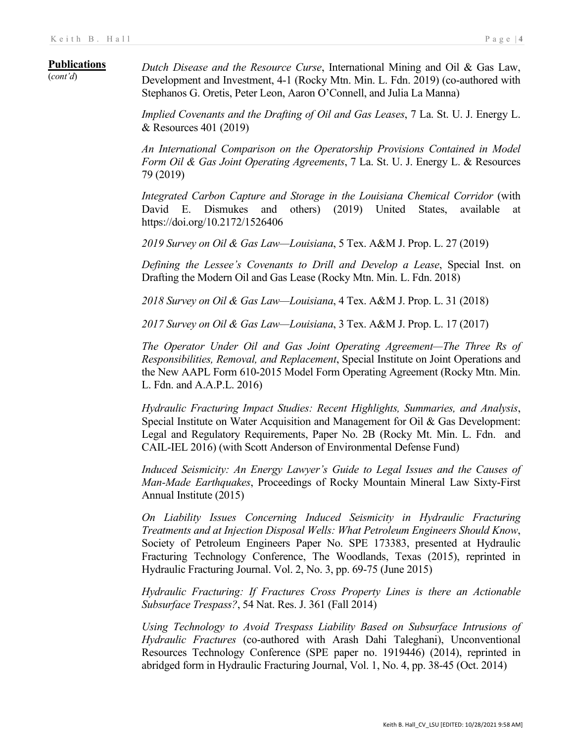**Publications** (*cont'd*)

*Dutch Disease and the Resource Curse*, International Mining and Oil & Gas Law, Development and Investment, 4-1 (Rocky Mtn. Min. L. Fdn. 2019) (co-authored with Stephanos G. Oretis, Peter Leon, Aaron O'Connell, and Julia La Manna)

*Implied Covenants and the Drafting of Oil and Gas Leases*, 7 La. St. U. J. Energy L. & Resources 401 (2019)

*An International Comparison on the Operatorship Provisions Contained in Model Form Oil & Gas Joint Operating Agreements*, 7 La. St. U. J. Energy L. & Resources 79 (2019)

*Integrated Carbon Capture and Storage in the Louisiana Chemical Corridor* (with David E. Dismukes and others) (2019) United States, available at https://doi.org/10.2172/1526406

*2019 Survey on Oil & Gas Law—Louisiana*, 5 Tex. A&M J. Prop. L. 27 (2019)

*Defining the Lessee's Covenants to Drill and Develop a Lease*, Special Inst. on Drafting the Modern Oil and Gas Lease (Rocky Mtn. Min. L. Fdn. 2018)

*2018 Survey on Oil & Gas Law—Louisiana*, 4 Tex. A&M J. Prop. L. 31 (2018)

*2017 Survey on Oil & Gas Law—Louisiana*, 3 Tex. A&M J. Prop. L. 17 (2017)

*The Operator Under Oil and Gas Joint Operating Agreement—The Three Rs of Responsibilities, Removal, and Replacement*, Special Institute on Joint Operations and the New AAPL Form 610-2015 Model Form Operating Agreement (Rocky Mtn. Min. L. Fdn. and A.A.P.L. 2016)

*Hydraulic Fracturing Impact Studies: Recent Highlights, Summaries, and Analysis*, Special Institute on Water Acquisition and Management for Oil & Gas Development: Legal and Regulatory Requirements, Paper No. 2B (Rocky Mt. Min. L. Fdn. and CAIL-IEL 2016) (with Scott Anderson of Environmental Defense Fund)

*Induced Seismicity: An Energy Lawyer's Guide to Legal Issues and the Causes of Man-Made Earthquakes*, Proceedings of Rocky Mountain Mineral Law Sixty-First Annual Institute (2015)

*On Liability Issues Concerning Induced Seismicity in Hydraulic Fracturing Treatments and at Injection Disposal Wells: What Petroleum Engineers Should Know*, Society of Petroleum Engineers Paper No. SPE 173383, presented at Hydraulic Fracturing Technology Conference, The Woodlands, Texas (2015), reprinted in Hydraulic Fracturing Journal. Vol. 2, No. 3, pp. 69-75 (June 2015)

*Hydraulic Fracturing: If Fractures Cross Property Lines is there an Actionable Subsurface Trespass?*, 54 Nat. Res. J. 361 (Fall 2014)

*Using Technology to Avoid Trespass Liability Based on Subsurface Intrusions of Hydraulic Fractures* (co-authored with Arash Dahi Taleghani), Unconventional Resources Technology Conference (SPE paper no. 1919446) (2014), reprinted in abridged form in Hydraulic Fracturing Journal, Vol. 1, No. 4, pp. 38-45 (Oct. 2014)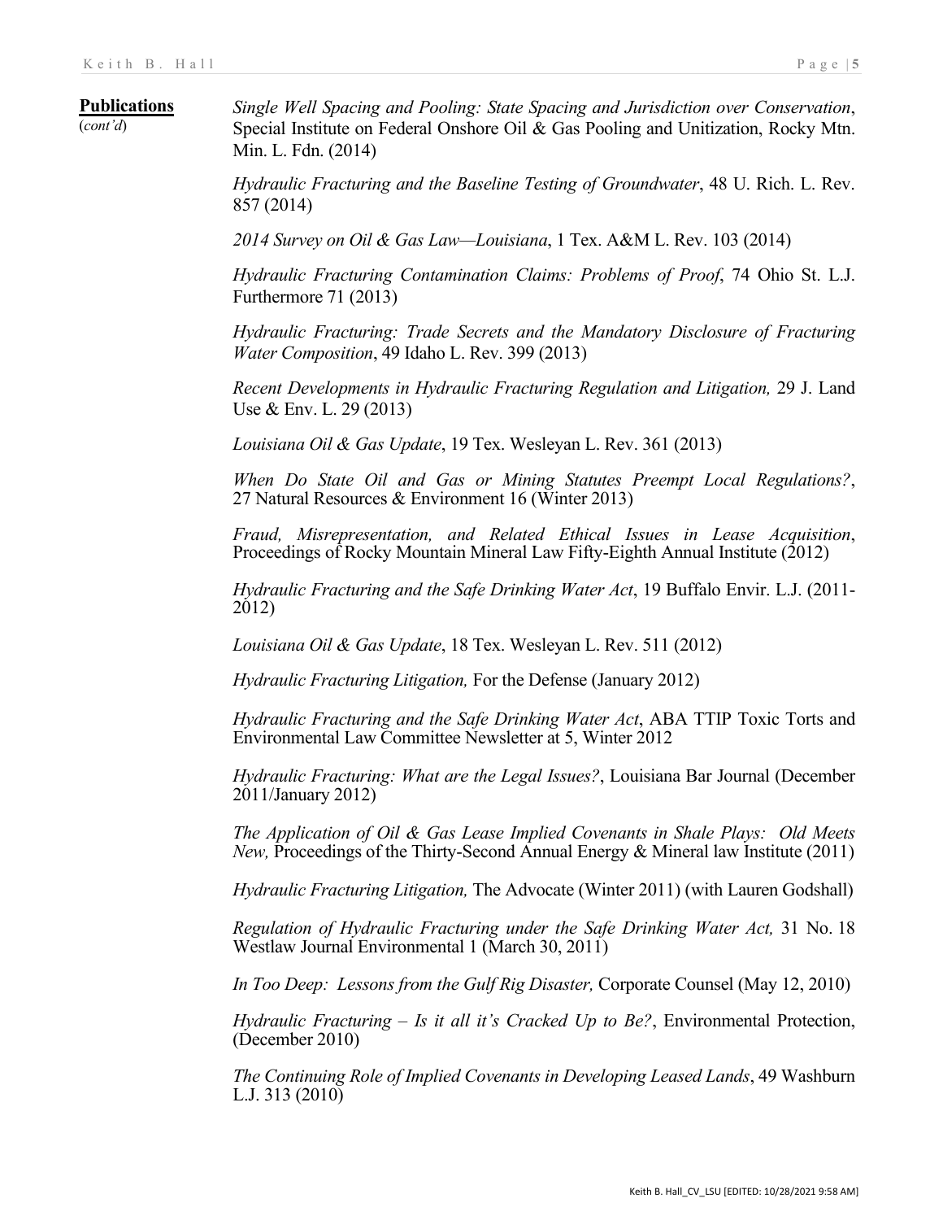**Publications** (*cont'd*)

*Single Well Spacing and Pooling: State Spacing and Jurisdiction over Conservation*, Special Institute on Federal Onshore Oil & Gas Pooling and Unitization, Rocky Mtn. Min. L. Fdn. (2014)

*Hydraulic Fracturing and the Baseline Testing of Groundwater*, 48 U. Rich. L. Rev. 857 (2014)

*2014 Survey on Oil & Gas Law—Louisiana*, 1 Tex. A&M L. Rev. 103 (2014)

*Hydraulic Fracturing Contamination Claims: Problems of Proof*, 74 Ohio St. L.J. Furthermore 71 (2013)

*Hydraulic Fracturing: Trade Secrets and the Mandatory Disclosure of Fracturing Water Composition*, 49 Idaho L. Rev. 399 (2013)

*Recent Developments in Hydraulic Fracturing Regulation and Litigation,* 29 J. Land Use & Env. L. 29 (2013)

*Louisiana Oil & Gas Update*, 19 Tex. Wesleyan L. Rev. 361 (2013)

*When Do State Oil and Gas or Mining Statutes Preempt Local Regulations?*, 27 Natural Resources & Environment 16 (Winter 2013)

*Fraud, Misrepresentation, and Related Ethical Issues in Lease Acquisition*, Proceedings of Rocky Mountain Mineral Law Fifty-Eighth Annual Institute (2012)

*Hydraulic Fracturing and the Safe Drinking Water Act*, 19 Buffalo Envir. L.J. (2011-2012)

*Louisiana Oil & Gas Update*, 18 Tex. Wesleyan L. Rev. 511 (2012)

*Hydraulic Fracturing Litigation,* For the Defense (January 2012)

*Hydraulic Fracturing and the Safe Drinking Water Act*, ABA TTIP Toxic Torts and Environmental Law Committee Newsletter at 5, Winter 2012

*Hydraulic Fracturing: What are the Legal Issues?*, Louisiana Bar Journal (December 2011/January 2012)

*The Application of Oil & Gas Lease Implied Covenants in Shale Plays: Old Meets New,* Proceedings of the Thirty-Second Annual Energy & Mineral law Institute (2011)

*Hydraulic Fracturing Litigation,* The Advocate (Winter 2011) (with Lauren Godshall)

*Regulation of Hydraulic Fracturing under the Safe Drinking Water Act,* 31 No. 18 Westlaw Journal Environmental 1 (March 30, 2011)

*In Too Deep: Lessons from the Gulf Rig Disaster,* Corporate Counsel (May 12, 2010)

*Hydraulic Fracturing – Is it all it's Cracked Up to Be?*, Environmental Protection, (December 2010)

*The Continuing Role of Implied Covenants in Developing Leased Lands*, 49 Washburn L.J. 313 (2010)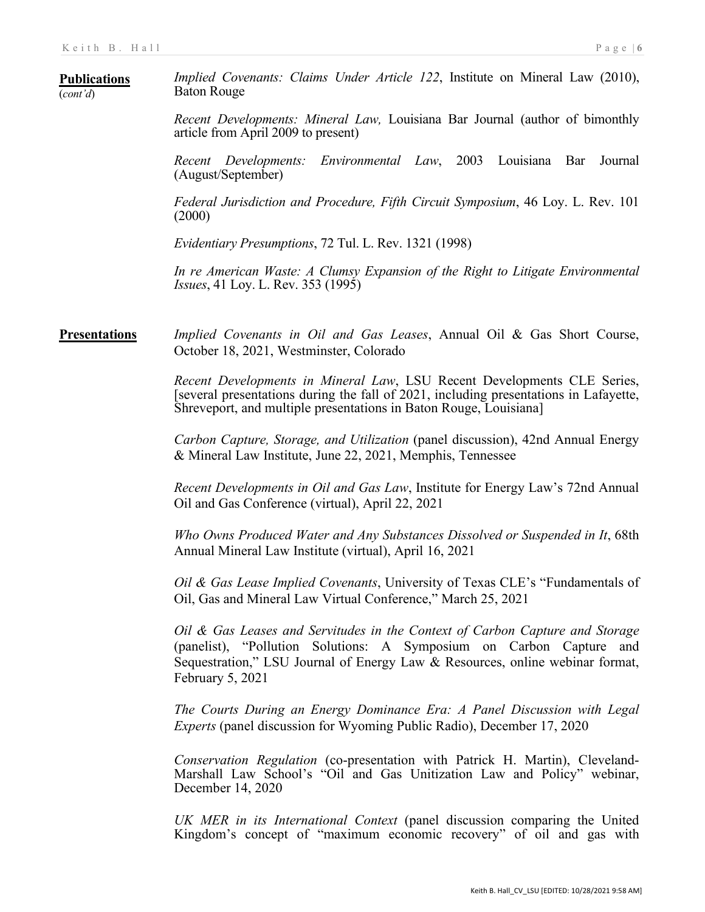**Publications** (*cont'd*)

*Implied Covenants: Claims Under Article 122*, Institute on Mineral Law (2010), Baton Rouge

*Recent Developments: Mineral Law,* Louisiana Bar Journal (author of bimonthly article from April 2009 to present)

*Recent Developments: Environmental Law*, 2003 Louisiana Bar Journal (August/September)

*Federal Jurisdiction and Procedure, Fifth Circuit Symposium*, 46 Loy. L. Rev. 101 (2000)

*Evidentiary Presumptions*, 72 Tul. L. Rev. 1321 (1998)

*In re American Waste: A Clumsy Expansion of the Right to Litigate Environmental Issues*, 41 Loy. L. Rev. 353 (1995)

**Presentations**

*Implied Covenants in Oil and Gas Leases*, Annual Oil & Gas Short Course, October 18, 2021, Westminster, Colorado

*Recent Developments in Mineral Law*, LSU Recent Developments CLE Series, [several presentations during the fall of 2021, including presentations in Lafayette, Shreveport, and multiple presentations in Baton Rouge, Louisiana]

*Carbon Capture, Storage, and Utilization* (panel discussion), 42nd Annual Energy & Mineral Law Institute, June 22, 2021, Memphis, Tennessee

*Recent Developments in Oil and Gas Law*, Institute for Energy Law's 72nd Annual Oil and Gas Conference (virtual), April 22, 2021

*Who Owns Produced Water and Any Substances Dissolved or Suspended in It*, 68th Annual Mineral Law Institute (virtual), April 16, 2021

*Oil & Gas Lease Implied Covenants*, University of Texas CLE's "Fundamentals of Oil, Gas and Mineral Law Virtual Conference," March 25, 2021

*Oil & Gas Leases and Servitudes in the Context of Carbon Capture and Storage* (panelist), "Pollution Solutions: A Symposium on Carbon Capture and Sequestration," LSU Journal of Energy Law & Resources, online webinar format, February 5, 2021

*The Courts During an Energy Dominance Era: A Panel Discussion with Legal Experts* (panel discussion for Wyoming Public Radio), December 17, 2020

*Conservation Regulation* (co-presentation with Patrick H. Martin), Cleveland-Marshall Law School's "Oil and Gas Unitization Law and Policy" webinar, December 14, 2020

*UK MER in its International Context* (panel discussion comparing the United Kingdom's concept of "maximum economic recovery" of oil and gas with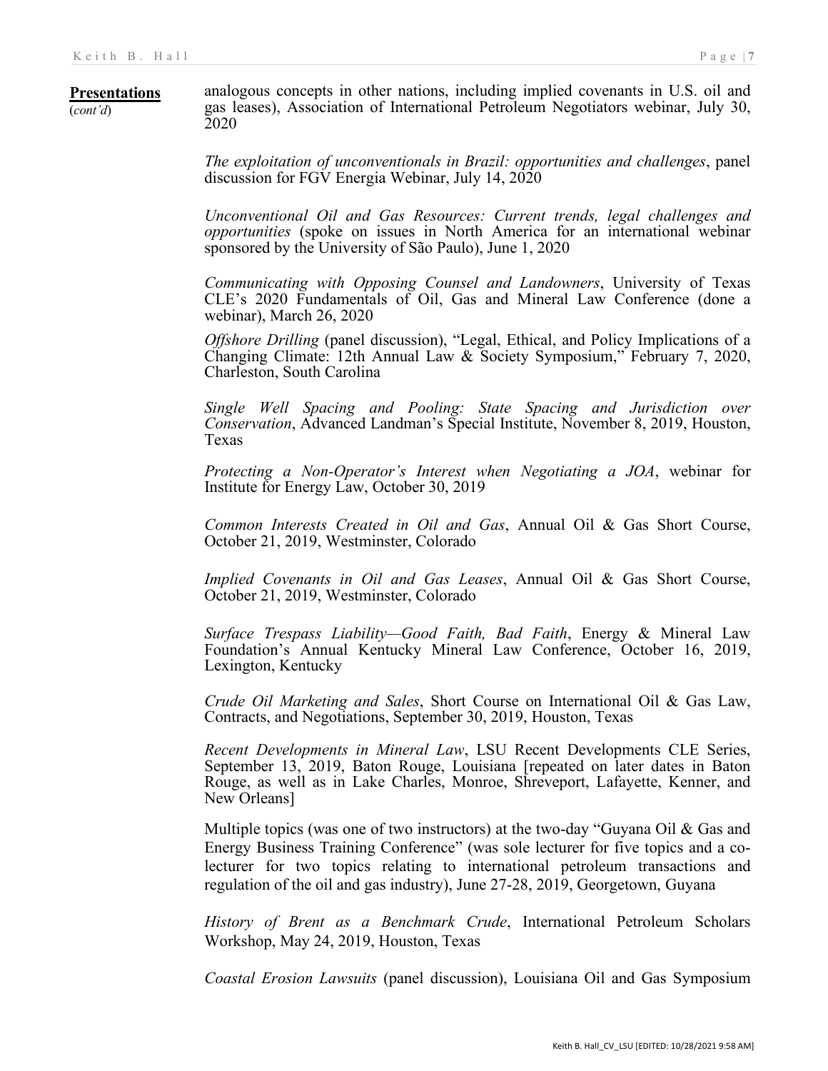**Presentations** (*cont'd*)

analogous concepts in other nations, including implied covenants in U.S. oil and gas leases), Association of International Petroleum Negotiators webinar, July 30, 2020

*The exploitation of unconventionals in Brazil: opportunities and challenges*, panel discussion for FGV Energia Webinar, July 14, 2020

*Unconventional Oil and Gas Resources: Current trends, legal challenges and opportunities* (spoke on issues in North America for an international webinar sponsored by the University of São Paulo), June 1, 2020

*Communicating with Opposing Counsel and Landowners*, University of Texas CLE's 2020 Fundamentals of Oil, Gas and Mineral Law Conference (done a webinar), March 26, 2020

*Offshore Drilling* (panel discussion), "Legal, Ethical, and Policy Implications of a Changing Climate: 12th Annual Law & Society Symposium," February 7, 2020, Charleston, South Carolina

*Single Well Spacing and Pooling: State Spacing and Jurisdiction over Conservation*, Advanced Landman's Special Institute, November 8, 2019, Houston, Texas

*Protecting a Non-Operator's Interest when Negotiating a JOA*, webinar for Institute for Energy Law, October 30, 2019

*Common Interests Created in Oil and Gas*, Annual Oil & Gas Short Course, October 21, 2019, Westminster, Colorado

*Implied Covenants in Oil and Gas Leases*, Annual Oil & Gas Short Course, October 21, 2019, Westminster, Colorado

*Surface Trespass Liability—Good Faith, Bad Faith*, Energy & Mineral Law Foundation's Annual Kentucky Mineral Law Conference, October 16, 2019, Lexington, Kentucky

*Crude Oil Marketing and Sales*, Short Course on International Oil & Gas Law, Contracts, and Negotiations, September 30, 2019, Houston, Texas

*Recent Developments in Mineral Law*, LSU Recent Developments CLE Series, September 13, 2019, Baton Rouge, Louisiana [repeated on later dates in Baton Rouge, as well as in Lake Charles, Monroe, Shreveport, Lafayette, Kenner, and New Orleans]

Multiple topics (was one of two instructors) at the two-day "Guyana Oil & Gas and Energy Business Training Conference" (was sole lecturer for five topics and a co-lecturer for two topics relating to international petroleum transactions and regulation of the oil and gas industry), June 27-28, 2019, Georgetown, Guyana

*History of Brent as a Benchmark Crude*, International Petroleum Scholars Workshop, May 24, 2019, Houston, Texas

*Coastal Erosion Lawsuits* (panel discussion), Louisiana Oil and Gas Symposium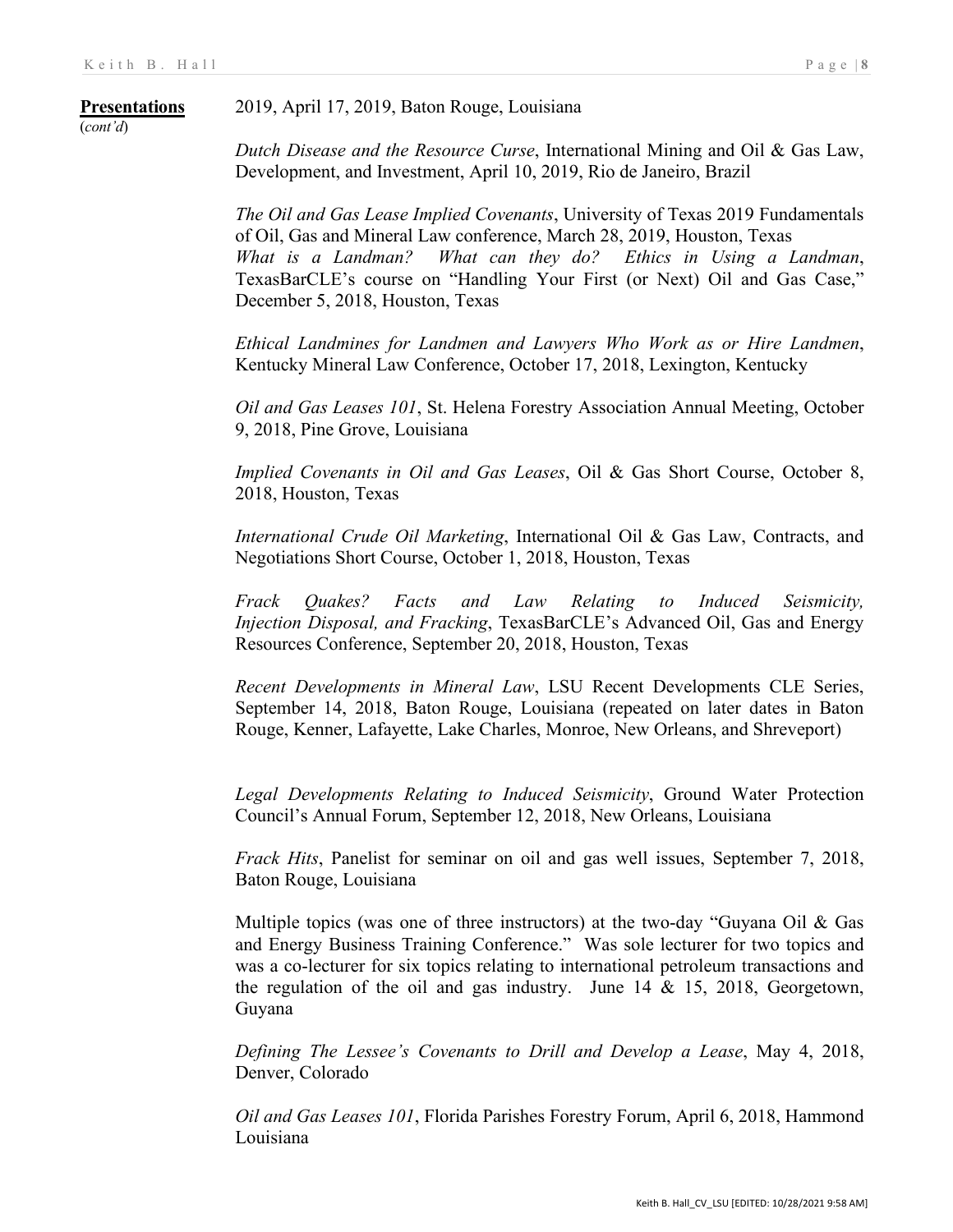**Presentations** (*cont'd*)

2019, April 17, 2019, Baton Rouge, Louisiana

*Dutch Disease and the Resource Curse*, International Mining and Oil & Gas Law, Development, and Investment, April 10, 2019, Rio de Janeiro, Brazil

*The Oil and Gas Lease Implied Covenants*, University of Texas 2019 Fundamentals of Oil, Gas and Mineral Law conference, March 28, 2019, Houston, Texas

*What is a Landman? What can they do? Ethics in Using a Landman*, TexasBarCLE's course on "Handling Your First (or Next) Oil and Gas Case," December 5, 2018, Houston, Texas

*Ethical Landmines for Landmen and Lawyers Who Work as or Hire Landmen*, Kentucky Mineral Law Conference, October 17, 2018, Lexington, Kentucky

*Oil and Gas Leases 101*, St. Helena Forestry Association Annual Meeting, October 9, 2018, Pine Grove, Louisiana

*Implied Covenants in Oil and Gas Leases*, Oil & Gas Short Course, October 8, 2018, Houston, Texas

*International Crude Oil Marketing*, International Oil & Gas Law, Contracts, and Negotiations Short Course, October 1, 2018, Houston, Texas

*Frack Quakes? Facts and Law Relating to Induced Seismicity, Injection Disposal, and Fracking*, TexasBarCLE's Advanced Oil, Gas and Energy Resources Conference, September 20, 2018, Houston, Texas

*Recent Developments in Mineral Law*, LSU Recent Developments CLE Series, September 14, 2018, Baton Rouge, Louisiana (repeated on later dates in Baton Rouge, Kenner, Lafayette, Lake Charles, Monroe, New Orleans, and Shreveport)

*Legal Developments Relating to Induced Seismicity*, Ground Water Protection Council's Annual Forum, September 12, 2018, New Orleans, Louisiana

*Frack Hits*, Panelist for seminar on oil and gas well issues, September 7, 2018, Baton Rouge, Louisiana

Multiple topics (was one of three instructors) at the two-day "Guyana Oil & Gas and Energy Business Training Conference." Was sole lecturer for two topics and was a co-lecturer for six topics relating to international petroleum transactions and the regulation of the oil and gas industry. June 14 & 15, 2018, Georgetown, Guyana

*Defining The Lessee's Covenants to Drill and Develop a Lease*, May 4, 2018, Denver, Colorado

*Oil and Gas Leases 101*, Florida Parishes Forestry Forum, April 6, 2018, Hammond Louisiana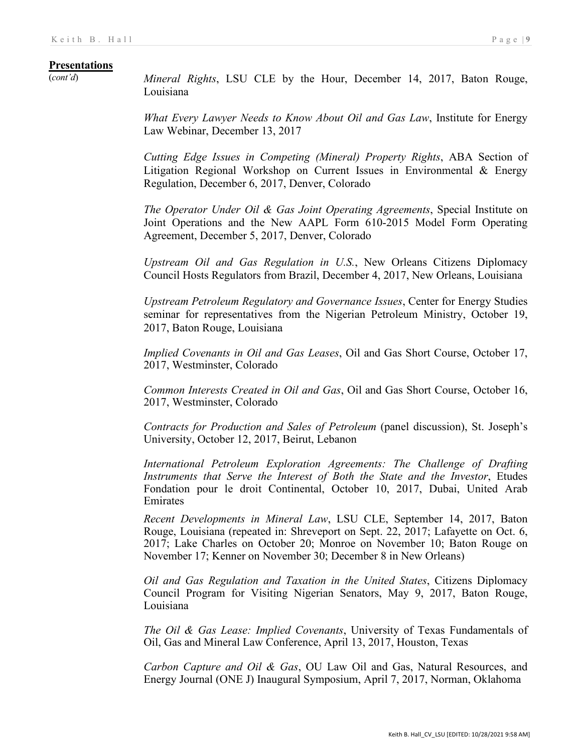**Presentations**
(*cont'd*)

*Mineral Rights*, LSU CLE by the Hour, December 14, 2017, Baton Rouge, Louisiana

*What Every Lawyer Needs to Know About Oil and Gas Law*, Institute for Energy Law Webinar, December 13, 2017

*Cutting Edge Issues in Competing (Mineral) Property Rights*, ABA Section of Litigation Regional Workshop on Current Issues in Environmental & Energy Regulation, December 6, 2017, Denver, Colorado

*The Operator Under Oil & Gas Joint Operating Agreements*, Special Institute on Joint Operations and the New AAPL Form 610-2015 Model Form Operating Agreement, December 5, 2017, Denver, Colorado

*Upstream Oil and Gas Regulation in U.S.*, New Orleans Citizens Diplomacy Council Hosts Regulators from Brazil, December 4, 2017, New Orleans, Louisiana

*Upstream Petroleum Regulatory and Governance Issues*, Center for Energy Studies seminar for representatives from the Nigerian Petroleum Ministry, October 19, 2017, Baton Rouge, Louisiana

*Implied Covenants in Oil and Gas Leases*, Oil and Gas Short Course, October 17, 2017, Westminster, Colorado

*Common Interests Created in Oil and Gas*, Oil and Gas Short Course, October 16, 2017, Westminster, Colorado

*Contracts for Production and Sales of Petroleum* (panel discussion), St. Joseph's University, October 12, 2017, Beirut, Lebanon

*International Petroleum Exploration Agreements: The Challenge of Drafting Instruments that Serve the Interest of Both the State and the Investor*, Etudes Fondation pour le droit Continental, October 10, 2017, Dubai, United Arab Emirates

*Recent Developments in Mineral Law*, LSU CLE, September 14, 2017, Baton Rouge, Louisiana (repeated in: Shreveport on Sept. 22, 2017; Lafayette on Oct. 6, 2017; Lake Charles on October 20; Monroe on November 10; Baton Rouge on November 17; Kenner on November 30; December 8 in New Orleans)

*Oil and Gas Regulation and Taxation in the United States*, Citizens Diplomacy Council Program for Visiting Nigerian Senators, May 9, 2017, Baton Rouge, Louisiana

*The Oil & Gas Lease: Implied Covenants*, University of Texas Fundamentals of Oil, Gas and Mineral Law Conference, April 13, 2017, Houston, Texas

*Carbon Capture and Oil & Gas*, OU Law Oil and Gas, Natural Resources, and Energy Journal (ONE J) Inaugural Symposium, April 7, 2017, Norman, Oklahoma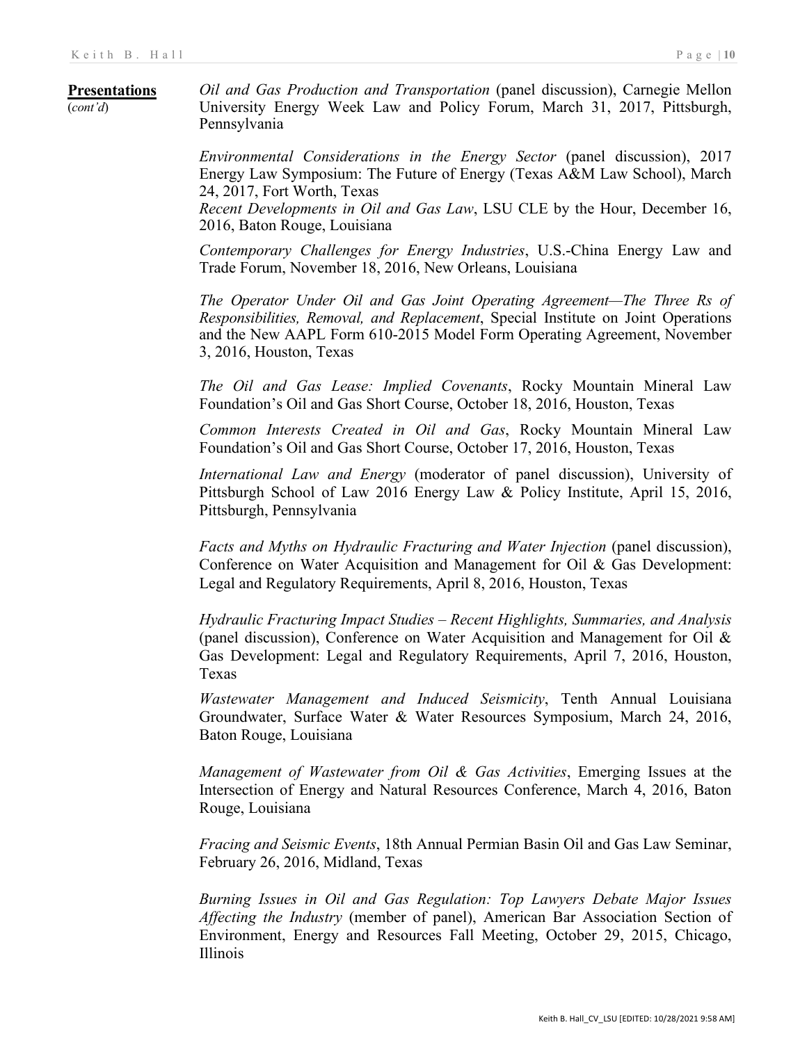**Presentations** (*cont'd*)

*Oil and Gas Production and Transportation* (panel discussion), Carnegie Mellon University Energy Week Law and Policy Forum, March 31, 2017, Pittsburgh, Pennsylvania

*Environmental Considerations in the Energy Sector* (panel discussion), 2017 Energy Law Symposium: The Future of Energy (Texas A&M Law School), March 24, 2017, Fort Worth, Texas

*Recent Developments in Oil and Gas Law*, LSU CLE by the Hour, December 16, 2016, Baton Rouge, Louisiana

*Contemporary Challenges for Energy Industries*, U.S.-China Energy Law and Trade Forum, November 18, 2016, New Orleans, Louisiana

*The Operator Under Oil and Gas Joint Operating Agreement—The Three Rs of Responsibilities, Removal, and Replacement*, Special Institute on Joint Operations and the New AAPL Form 610-2015 Model Form Operating Agreement, November 3, 2016, Houston, Texas

*The Oil and Gas Lease: Implied Covenants*, Rocky Mountain Mineral Law Foundation's Oil and Gas Short Course, October 18, 2016, Houston, Texas

*Common Interests Created in Oil and Gas*, Rocky Mountain Mineral Law Foundation's Oil and Gas Short Course, October 17, 2016, Houston, Texas

*International Law and Energy* (moderator of panel discussion), University of Pittsburgh School of Law 2016 Energy Law & Policy Institute, April 15, 2016, Pittsburgh, Pennsylvania

*Facts and Myths on Hydraulic Fracturing and Water Injection* (panel discussion), Conference on Water Acquisition and Management for Oil & Gas Development: Legal and Regulatory Requirements, April 8, 2016, Houston, Texas

*Hydraulic Fracturing Impact Studies – Recent Highlights, Summaries, and Analysis* (panel discussion), Conference on Water Acquisition and Management for Oil & Gas Development: Legal and Regulatory Requirements, April 7, 2016, Houston, Texas

*Wastewater Management and Induced Seismicity*, Tenth Annual Louisiana Groundwater, Surface Water & Water Resources Symposium, March 24, 2016, Baton Rouge, Louisiana

*Management of Wastewater from Oil & Gas Activities*, Emerging Issues at the Intersection of Energy and Natural Resources Conference, March 4, 2016, Baton Rouge, Louisiana

*Fracing and Seismic Events*, 18th Annual Permian Basin Oil and Gas Law Seminar, February 26, 2016, Midland, Texas

*Burning Issues in Oil and Gas Regulation: Top Lawyers Debate Major Issues Affecting the Industry* (member of panel), American Bar Association Section of Environment, Energy and Resources Fall Meeting, October 29, 2015, Chicago, Illinois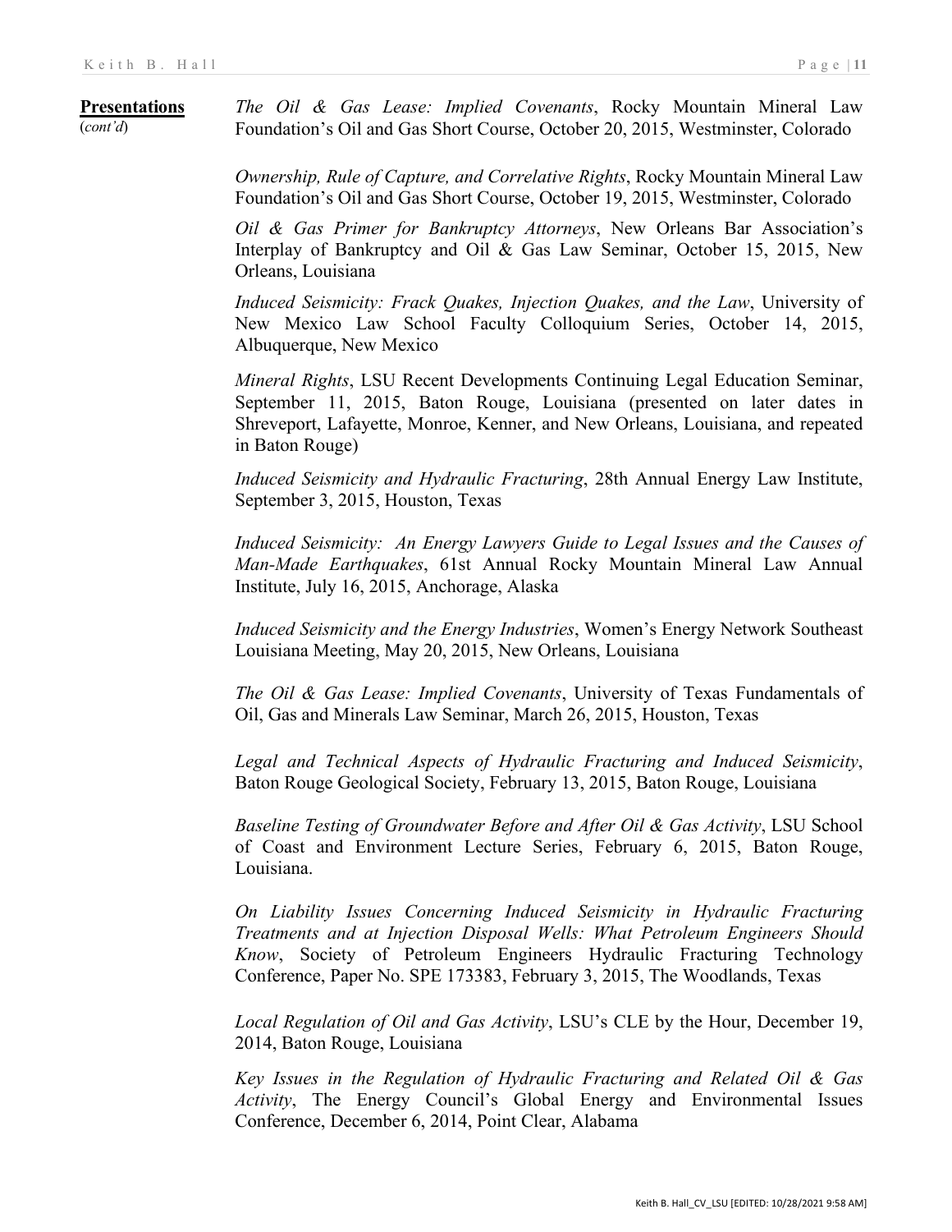**Presentations** (*cont'd*)

*The Oil & Gas Lease: Implied Covenants*, Rocky Mountain Mineral Law Foundation's Oil and Gas Short Course, October 20, 2015, Westminster, Colorado

*Ownership, Rule of Capture, and Correlative Rights*, Rocky Mountain Mineral Law Foundation's Oil and Gas Short Course, October 19, 2015, Westminster, Colorado

*Oil & Gas Primer for Bankruptcy Attorneys*, New Orleans Bar Association's Interplay of Bankruptcy and Oil & Gas Law Seminar, October 15, 2015, New Orleans, Louisiana

*Induced Seismicity: Frack Quakes, Injection Quakes, and the Law*, University of New Mexico Law School Faculty Colloquium Series, October 14, 2015, Albuquerque, New Mexico

*Mineral Rights*, LSU Recent Developments Continuing Legal Education Seminar, September 11, 2015, Baton Rouge, Louisiana (presented on later dates in Shreveport, Lafayette, Monroe, Kenner, and New Orleans, Louisiana, and repeated in Baton Rouge)

*Induced Seismicity and Hydraulic Fracturing*, 28th Annual Energy Law Institute, September 3, 2015, Houston, Texas

*Induced Seismicity: An Energy Lawyers Guide to Legal Issues and the Causes of Man-Made Earthquakes*, 61st Annual Rocky Mountain Mineral Law Annual Institute, July 16, 2015, Anchorage, Alaska

*Induced Seismicity and the Energy Industries*, Women's Energy Network Southeast Louisiana Meeting, May 20, 2015, New Orleans, Louisiana

*The Oil & Gas Lease: Implied Covenants*, University of Texas Fundamentals of Oil, Gas and Minerals Law Seminar, March 26, 2015, Houston, Texas

*Legal and Technical Aspects of Hydraulic Fracturing and Induced Seismicity*, Baton Rouge Geological Society, February 13, 2015, Baton Rouge, Louisiana

*Baseline Testing of Groundwater Before and After Oil & Gas Activity*, LSU School of Coast and Environment Lecture Series, February 6, 2015, Baton Rouge, Louisiana.

*On Liability Issues Concerning Induced Seismicity in Hydraulic Fracturing Treatments and at Injection Disposal Wells: What Petroleum Engineers Should Know*, Society of Petroleum Engineers Hydraulic Fracturing Technology Conference, Paper No. SPE 173383, February 3, 2015, The Woodlands, Texas

*Local Regulation of Oil and Gas Activity*, LSU's CLE by the Hour, December 19, 2014, Baton Rouge, Louisiana

*Key Issues in the Regulation of Hydraulic Fracturing and Related Oil & Gas Activity*, The Energy Council's Global Energy and Environmental Issues Conference, December 6, 2014, Point Clear, Alabama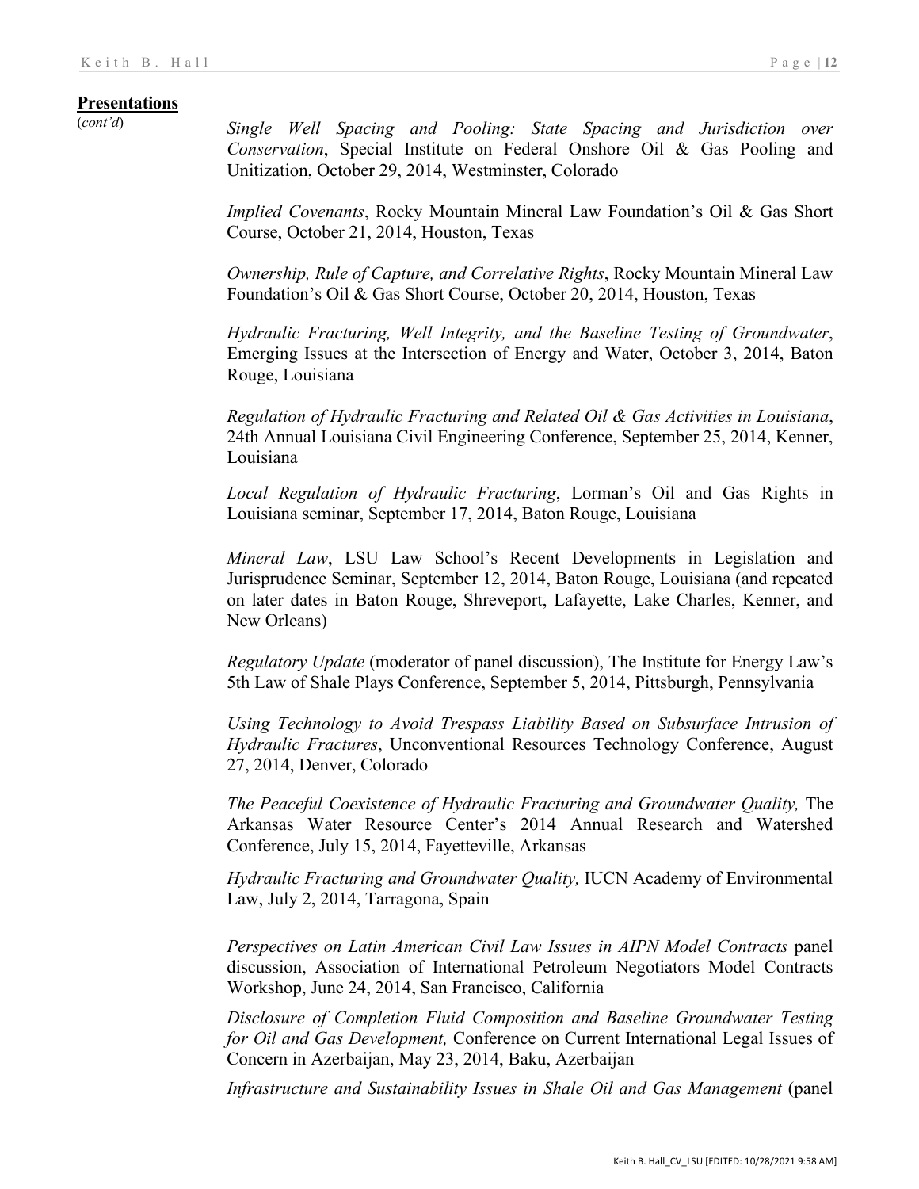**Presentations**
(*cont'd*)

*Single Well Spacing and Pooling: State Spacing and Jurisdiction over Conservation*, Special Institute on Federal Onshore Oil & Gas Pooling and Unitization, October 29, 2014, Westminster, Colorado

*Implied Covenants*, Rocky Mountain Mineral Law Foundation's Oil & Gas Short Course, October 21, 2014, Houston, Texas

*Ownership, Rule of Capture, and Correlative Rights*, Rocky Mountain Mineral Law Foundation's Oil & Gas Short Course, October 20, 2014, Houston, Texas

*Hydraulic Fracturing, Well Integrity, and the Baseline Testing of Groundwater*, Emerging Issues at the Intersection of Energy and Water, October 3, 2014, Baton Rouge, Louisiana

*Regulation of Hydraulic Fracturing and Related Oil & Gas Activities in Louisiana*, 24th Annual Louisiana Civil Engineering Conference, September 25, 2014, Kenner, Louisiana

*Local Regulation of Hydraulic Fracturing*, Lorman's Oil and Gas Rights in Louisiana seminar, September 17, 2014, Baton Rouge, Louisiana

*Mineral Law*, LSU Law School's Recent Developments in Legislation and Jurisprudence Seminar, September 12, 2014, Baton Rouge, Louisiana (and repeated on later dates in Baton Rouge, Shreveport, Lafayette, Lake Charles, Kenner, and New Orleans)

*Regulatory Update* (moderator of panel discussion), The Institute for Energy Law's 5th Law of Shale Plays Conference, September 5, 2014, Pittsburgh, Pennsylvania

*Using Technology to Avoid Trespass Liability Based on Subsurface Intrusion of Hydraulic Fractures*, Unconventional Resources Technology Conference, August 27, 2014, Denver, Colorado

*The Peaceful Coexistence of Hydraulic Fracturing and Groundwater Quality,* The Arkansas Water Resource Center's 2014 Annual Research and Watershed Conference, July 15, 2014, Fayetteville, Arkansas

*Hydraulic Fracturing and Groundwater Quality,* IUCN Academy of Environmental Law, July 2, 2014, Tarragona, Spain

*Perspectives on Latin American Civil Law Issues in AIPN Model Contracts* panel discussion, Association of International Petroleum Negotiators Model Contracts Workshop, June 24, 2014, San Francisco, California

*Disclosure of Completion Fluid Composition and Baseline Groundwater Testing for Oil and Gas Development,* Conference on Current International Legal Issues of Concern in Azerbaijan, May 23, 2014, Baku, Azerbaijan

*Infrastructure and Sustainability Issues in Shale Oil and Gas Management* (panel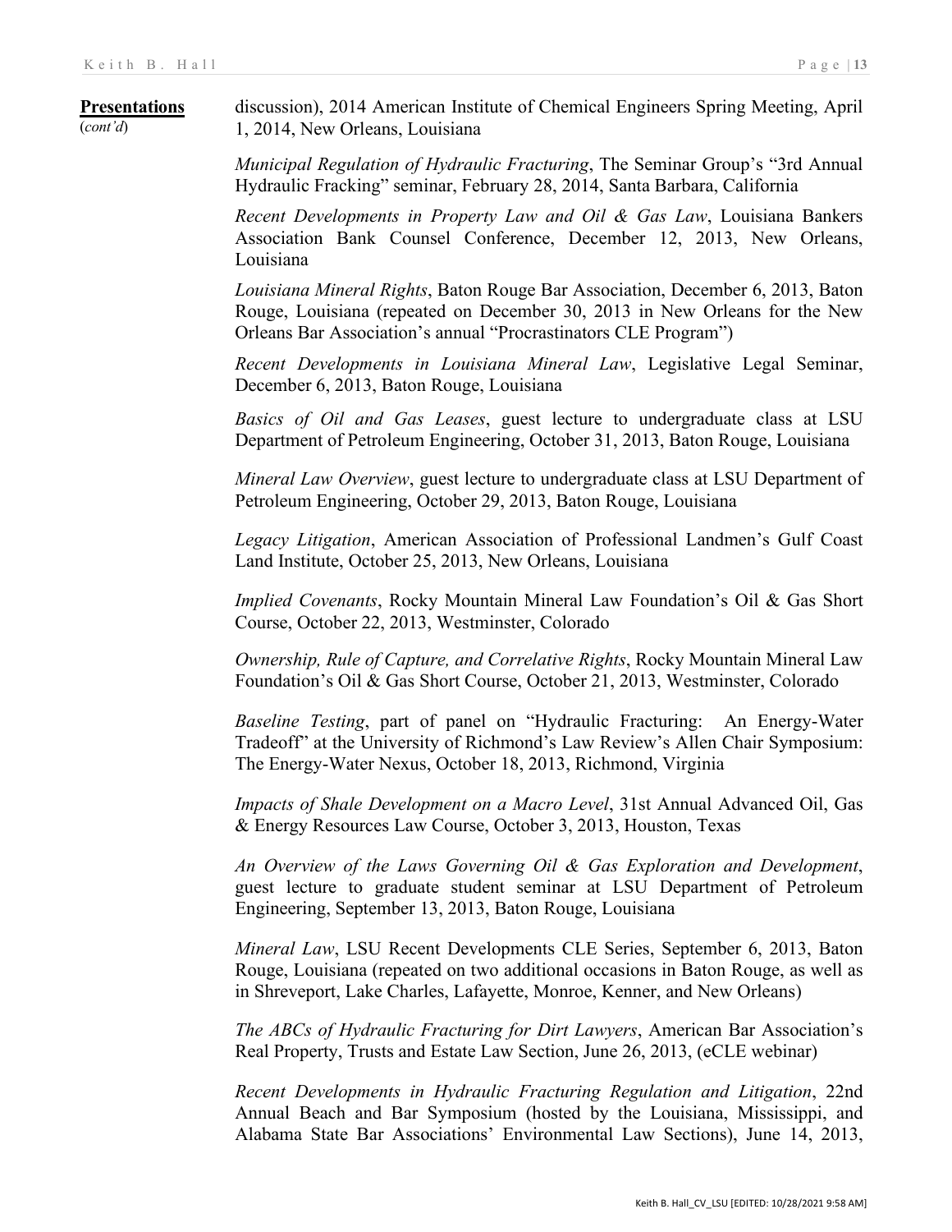**Presentations** (*cont'd*)

discussion), 2014 American Institute of Chemical Engineers Spring Meeting, April 1, 2014, New Orleans, Louisiana

*Municipal Regulation of Hydraulic Fracturing*, The Seminar Group's "3rd Annual Hydraulic Fracking" seminar, February 28, 2014, Santa Barbara, California

*Recent Developments in Property Law and Oil & Gas Law*, Louisiana Bankers Association Bank Counsel Conference, December 12, 2013, New Orleans, Louisiana

*Louisiana Mineral Rights*, Baton Rouge Bar Association, December 6, 2013, Baton Rouge, Louisiana (repeated on December 30, 2013 in New Orleans for the New Orleans Bar Association's annual "Procrastinators CLE Program")

*Recent Developments in Louisiana Mineral Law*, Legislative Legal Seminar, December 6, 2013, Baton Rouge, Louisiana

*Basics of Oil and Gas Leases*, guest lecture to undergraduate class at LSU Department of Petroleum Engineering, October 31, 2013, Baton Rouge, Louisiana

*Mineral Law Overview*, guest lecture to undergraduate class at LSU Department of Petroleum Engineering, October 29, 2013, Baton Rouge, Louisiana

*Legacy Litigation*, American Association of Professional Landmen's Gulf Coast Land Institute, October 25, 2013, New Orleans, Louisiana

*Implied Covenants*, Rocky Mountain Mineral Law Foundation's Oil & Gas Short Course, October 22, 2013, Westminster, Colorado

*Ownership, Rule of Capture, and Correlative Rights*, Rocky Mountain Mineral Law Foundation's Oil & Gas Short Course, October 21, 2013, Westminster, Colorado

*Baseline Testing*, part of panel on "Hydraulic Fracturing: An Energy-Water Tradeoff" at the University of Richmond's Law Review's Allen Chair Symposium: The Energy-Water Nexus, October 18, 2013, Richmond, Virginia

*Impacts of Shale Development on a Macro Level*, 31st Annual Advanced Oil, Gas & Energy Resources Law Course, October 3, 2013, Houston, Texas

*An Overview of the Laws Governing Oil & Gas Exploration and Development*, guest lecture to graduate student seminar at LSU Department of Petroleum Engineering, September 13, 2013, Baton Rouge, Louisiana

*Mineral Law*, LSU Recent Developments CLE Series, September 6, 2013, Baton Rouge, Louisiana (repeated on two additional occasions in Baton Rouge, as well as in Shreveport, Lake Charles, Lafayette, Monroe, Kenner, and New Orleans)

*The ABCs of Hydraulic Fracturing for Dirt Lawyers*, American Bar Association's Real Property, Trusts and Estate Law Section, June 26, 2013, (eCLE webinar)

*Recent Developments in Hydraulic Fracturing Regulation and Litigation*, 22nd Annual Beach and Bar Symposium (hosted by the Louisiana, Mississippi, and Alabama State Bar Associations' Environmental Law Sections), June 14, 2013,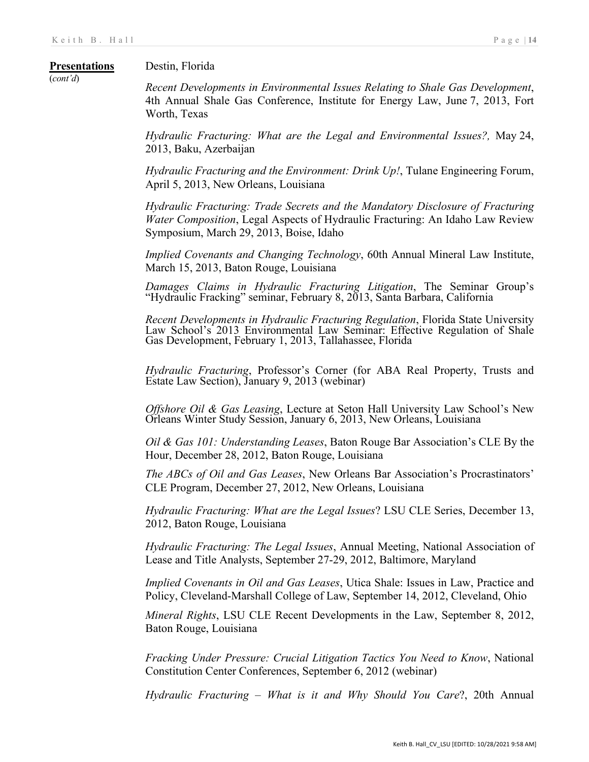**Presentations** (*cont'd*)

Destin, Florida

*Recent Developments in Environmental Issues Relating to Shale Gas Development*, 4th Annual Shale Gas Conference, Institute for Energy Law, June 7, 2013, Fort Worth, Texas

*Hydraulic Fracturing: What are the Legal and Environmental Issues?,* May 24, 2013, Baku, Azerbaijan

*Hydraulic Fracturing and the Environment: Drink Up!*, Tulane Engineering Forum, April 5, 2013, New Orleans, Louisiana

*Hydraulic Fracturing: Trade Secrets and the Mandatory Disclosure of Fracturing Water Composition*, Legal Aspects of Hydraulic Fracturing: An Idaho Law Review Symposium, March 29, 2013, Boise, Idaho

*Implied Covenants and Changing Technology*, 60th Annual Mineral Law Institute, March 15, 2013, Baton Rouge, Louisiana

*Damages Claims in Hydraulic Fracturing Litigation*, The Seminar Group's "Hydraulic Fracking" seminar, February 8, 2013, Santa Barbara, California

*Recent Developments in Hydraulic Fracturing Regulation*, Florida State University Law School's 2013 Environmental Law Seminar: Effective Regulation of Shale Gas Development, February 1, 2013, Tallahassee, Florida

*Hydraulic Fracturing*, Professor's Corner (for ABA Real Property, Trusts and Estate Law Section), January 9, 2013 (webinar)

*Offshore Oil & Gas Leasing*, Lecture at Seton Hall University Law School's New Orleans Winter Study Session, January 6, 2013, New Orleans, Louisiana

*Oil & Gas 101: Understanding Leases*, Baton Rouge Bar Association's CLE By the Hour, December 28, 2012, Baton Rouge, Louisiana

*The ABCs of Oil and Gas Leases*, New Orleans Bar Association's Procrastinators' CLE Program, December 27, 2012, New Orleans, Louisiana

*Hydraulic Fracturing: What are the Legal Issues*? LSU CLE Series, December 13, 2012, Baton Rouge, Louisiana

*Hydraulic Fracturing: The Legal Issues*, Annual Meeting, National Association of Lease and Title Analysts, September 27-29, 2012, Baltimore, Maryland

*Implied Covenants in Oil and Gas Leases*, Utica Shale: Issues in Law, Practice and Policy, Cleveland-Marshall College of Law, September 14, 2012, Cleveland, Ohio

*Mineral Rights*, LSU CLE Recent Developments in the Law, September 8, 2012, Baton Rouge, Louisiana

*Fracking Under Pressure: Crucial Litigation Tactics You Need to Know*, National Constitution Center Conferences, September 6, 2012 (webinar)

*Hydraulic Fracturing – What is it and Why Should You Care*?, 20th Annual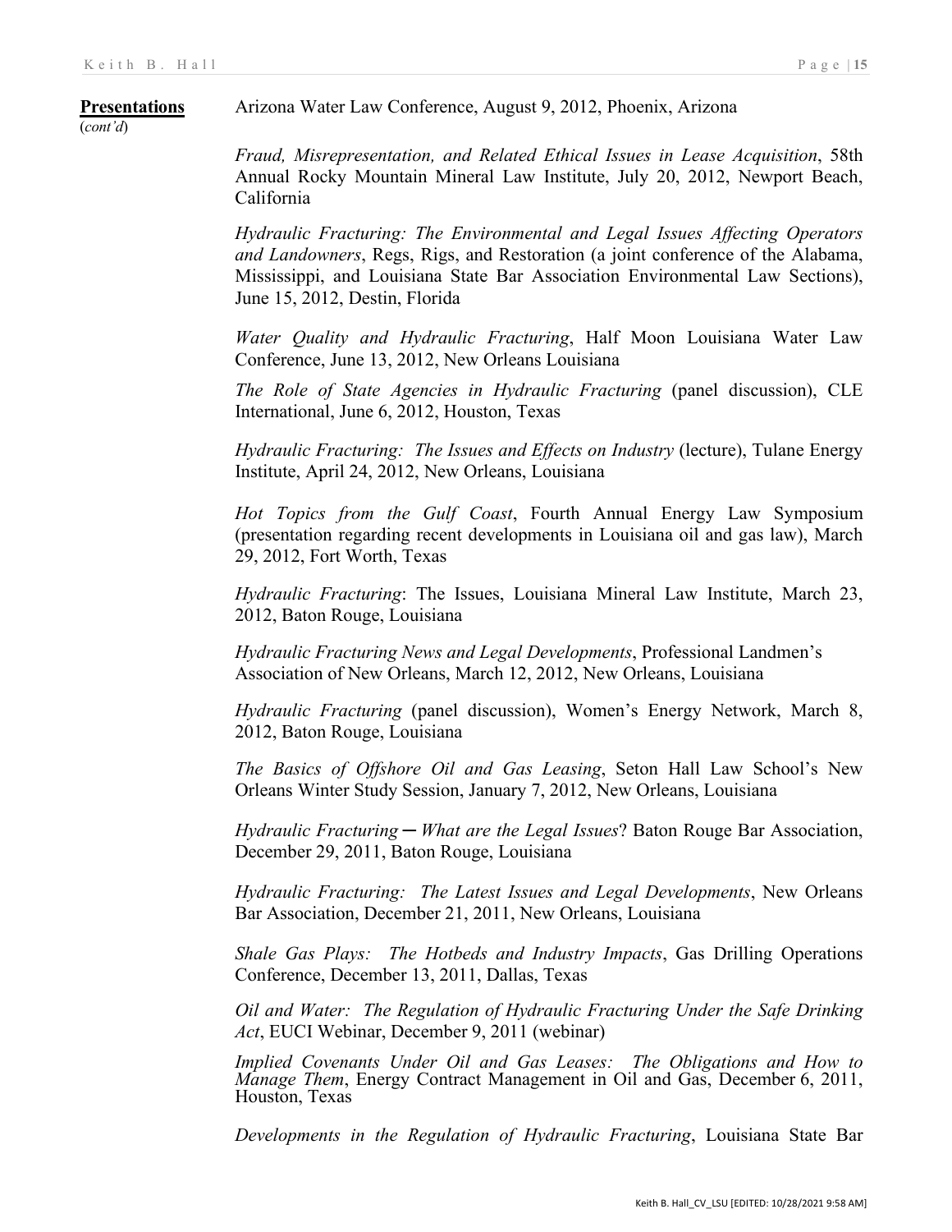**Presentations** (*cont'd*)

Arizona Water Law Conference, August 9, 2012, Phoenix, Arizona

*Fraud, Misrepresentation, and Related Ethical Issues in Lease Acquisition*, 58th Annual Rocky Mountain Mineral Law Institute, July 20, 2012, Newport Beach, California

*Hydraulic Fracturing: The Environmental and Legal Issues Affecting Operators and Landowners*, Regs, Rigs, and Restoration (a joint conference of the Alabama, Mississippi, and Louisiana State Bar Association Environmental Law Sections), June 15, 2012, Destin, Florida

*Water Quality and Hydraulic Fracturing*, Half Moon Louisiana Water Law Conference, June 13, 2012, New Orleans Louisiana

*The Role of State Agencies in Hydraulic Fracturing* (panel discussion), CLE International, June 6, 2012, Houston, Texas

*Hydraulic Fracturing: The Issues and Effects on Industry* (lecture), Tulane Energy Institute, April 24, 2012, New Orleans, Louisiana

*Hot Topics from the Gulf Coast*, Fourth Annual Energy Law Symposium (presentation regarding recent developments in Louisiana oil and gas law), March 29, 2012, Fort Worth, Texas

*Hydraulic Fracturing*: The Issues, Louisiana Mineral Law Institute, March 23, 2012, Baton Rouge, Louisiana

*Hydraulic Fracturing News and Legal Developments*, Professional Landmen's Association of New Orleans, March 12, 2012, New Orleans, Louisiana

*Hydraulic Fracturing* (panel discussion), Women's Energy Network, March 8, 2012, Baton Rouge, Louisiana

*The Basics of Offshore Oil and Gas Leasing*, Seton Hall Law School's New Orleans Winter Study Session, January 7, 2012, New Orleans, Louisiana

*Hydraulic Fracturing ─ What are the Legal Issues*? Baton Rouge Bar Association, December 29, 2011, Baton Rouge, Louisiana

*Hydraulic Fracturing: The Latest Issues and Legal Developments*, New Orleans Bar Association, December 21, 2011, New Orleans, Louisiana

*Shale Gas Plays: The Hotbeds and Industry Impacts*, Gas Drilling Operations Conference, December 13, 2011, Dallas, Texas

*Oil and Water: The Regulation of Hydraulic Fracturing Under the Safe Drinking Act*, EUCI Webinar, December 9, 2011 (webinar)

*Implied Covenants Under Oil and Gas Leases: The Obligations and How to Manage Them*, Energy Contract Management in Oil and Gas, December 6, 2011, Houston, Texas

*Developments in the Regulation of Hydraulic Fracturing*, Louisiana State Bar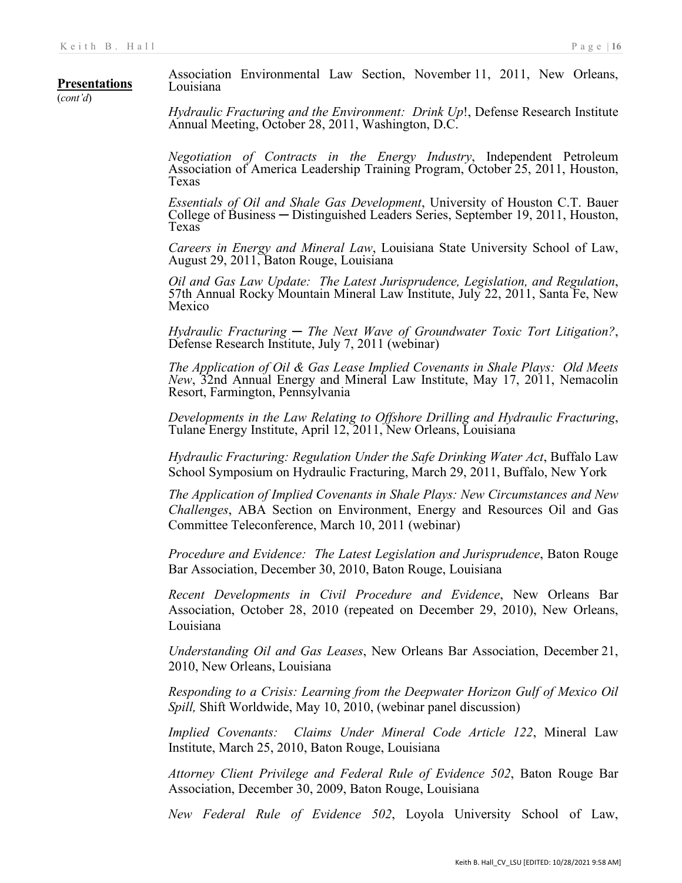**Presentations** (*cont'd*)

Association Environmental Law Section, November 11, 2011, New Orleans, Louisiana

*Hydraulic Fracturing and the Environment: Drink Up*!, Defense Research Institute Annual Meeting, October 28, 2011, Washington, D.C.

*Negotiation of Contracts in the Energy Industry*, Independent Petroleum Association of America Leadership Training Program, October 25, 2011, Houston, Texas

*Essentials of Oil and Shale Gas Development*, University of Houston C.T. Bauer College of Business ─ Distinguished Leaders Series, September 19, 2011, Houston, Texas

*Careers in Energy and Mineral Law*, Louisiana State University School of Law, August 29, 2011, Baton Rouge, Louisiana

*Oil and Gas Law Update: The Latest Jurisprudence, Legislation, and Regulation*, 57th Annual Rocky Mountain Mineral Law Institute, July 22, 2011, Santa Fe, New Mexico

*Hydraulic Fracturing ─ The Next Wave of Groundwater Toxic Tort Litigation?*, Defense Research Institute, July 7, 2011 (webinar)

*The Application of Oil & Gas Lease Implied Covenants in Shale Plays: Old Meets New*, 32nd Annual Energy and Mineral Law Institute, May 17, 2011, Nemacolin Resort, Farmington, Pennsylvania

*Developments in the Law Relating to Offshore Drilling and Hydraulic Fracturing*, Tulane Energy Institute, April 12, 2011, New Orleans, Louisiana

*Hydraulic Fracturing: Regulation Under the Safe Drinking Water Act*, Buffalo Law School Symposium on Hydraulic Fracturing, March 29, 2011, Buffalo, New York

*The Application of Implied Covenants in Shale Plays: New Circumstances and New Challenges*, ABA Section on Environment, Energy and Resources Oil and Gas Committee Teleconference, March 10, 2011 (webinar)

*Procedure and Evidence: The Latest Legislation and Jurisprudence*, Baton Rouge Bar Association, December 30, 2010, Baton Rouge, Louisiana

*Recent Developments in Civil Procedure and Evidence*, New Orleans Bar Association, October 28, 2010 (repeated on December 29, 2010), New Orleans, Louisiana

*Understanding Oil and Gas Leases*, New Orleans Bar Association, December 21, 2010, New Orleans, Louisiana

*Responding to a Crisis: Learning from the Deepwater Horizon Gulf of Mexico Oil Spill,* Shift Worldwide, May 10, 2010, (webinar panel discussion)

*Implied Covenants: Claims Under Mineral Code Article 122*, Mineral Law Institute, March 25, 2010, Baton Rouge, Louisiana

*Attorney Client Privilege and Federal Rule of Evidence 502*, Baton Rouge Bar Association, December 30, 2009, Baton Rouge, Louisiana

*New Federal Rule of Evidence 502*, Loyola University School of Law,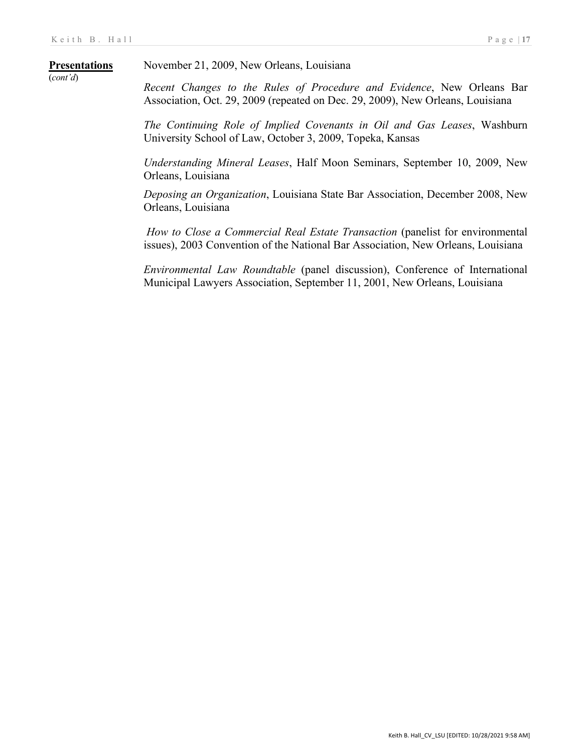**Presentations** (*cont'd*)

November 21, 2009, New Orleans, Louisiana

*Recent Changes to the Rules of Procedure and Evidence*, New Orleans Bar Association, Oct. 29, 2009 (repeated on Dec. 29, 2009), New Orleans, Louisiana

*The Continuing Role of Implied Covenants in Oil and Gas Leases*, Washburn University School of Law, October 3, 2009, Topeka, Kansas

*Understanding Mineral Leases*, Half Moon Seminars, September 10, 2009, New Orleans, Louisiana

*Deposing an Organization*, Louisiana State Bar Association, December 2008, New Orleans, Louisiana

*How to Close a Commercial Real Estate Transaction* (panelist for environmental issues), 2003 Convention of the National Bar Association, New Orleans, Louisiana

*Environmental Law Roundtable* (panel discussion), Conference of International Municipal Lawyers Association, September 11, 2001, New Orleans, Louisiana